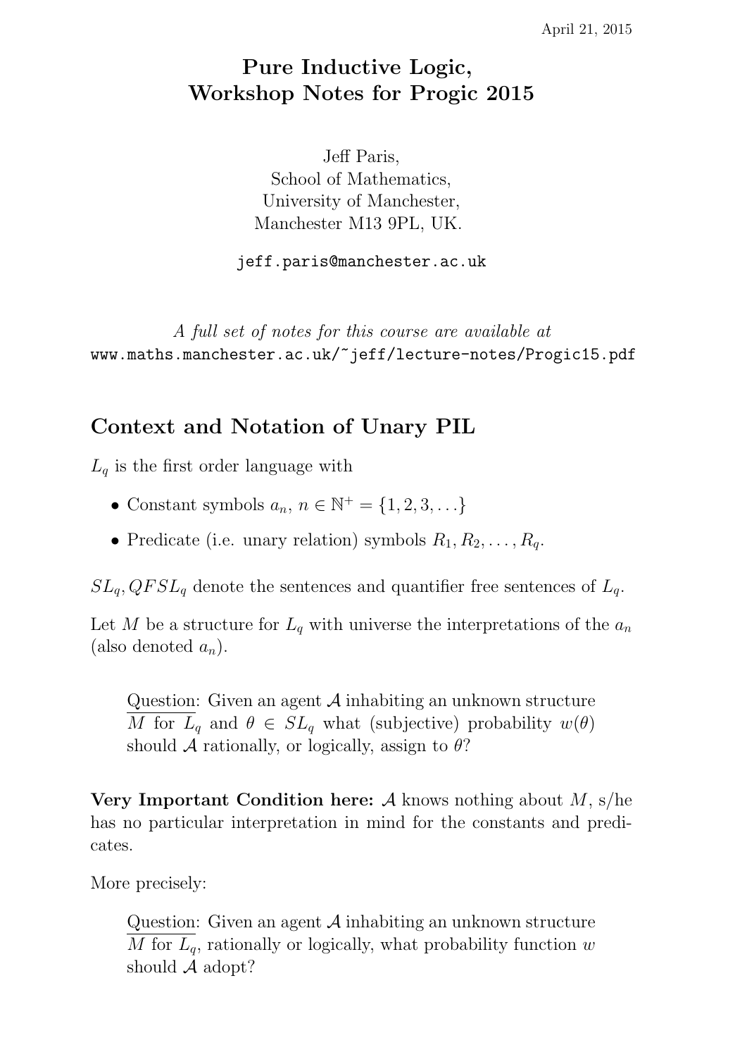April 21, 2015

# Pure Inductive Logic, Workshop Notes for Progic 2015

Jeff Paris,
School of Mathematics,
University of Manchester,
Manchester M13 9PL, UK.

jeff.paris@manchester.ac.uk

*A full set of notes for this course are available at*
www.maths.manchester.ac.uk/~jeff/lecture-notes/Progic15.pdf

## Context and Notation of Unary PIL

$L_q$ is the first order language with

- Constant symbols $a_n$, $n \in \mathbb{N}^+ = \{1, 2, 3, \ldots\}$
- Predicate (i.e. unary relation) symbols $R_1, R_2, \ldots, R_q$.

$SL_q, QFSL_q$ denote the sentences and quantifier free sentences of $L_q$.

Let $M$ be a structure for $L_q$ with universe the interpretations of the $a_n$ (also denoted $a_n$).

> Question: Given an agent $\mathcal{A}$ inhabiting an unknown structure $M$ for $L_q$ and $\theta \in SL_q$ what (subjective) probability $w(\theta)$ should $\mathcal{A}$ rationally, or logically, assign to $\theta$?

**Very Important Condition here:** $\mathcal{A}$ knows nothing about $M$, s/he has no particular interpretation in mind for the constants and predicates.

More precisely:

> Question: Given an agent $\mathcal{A}$ inhabiting an unknown structure $M$ for $L_q$, rationally or logically, what probability function $w$ should $\mathcal{A}$ adopt?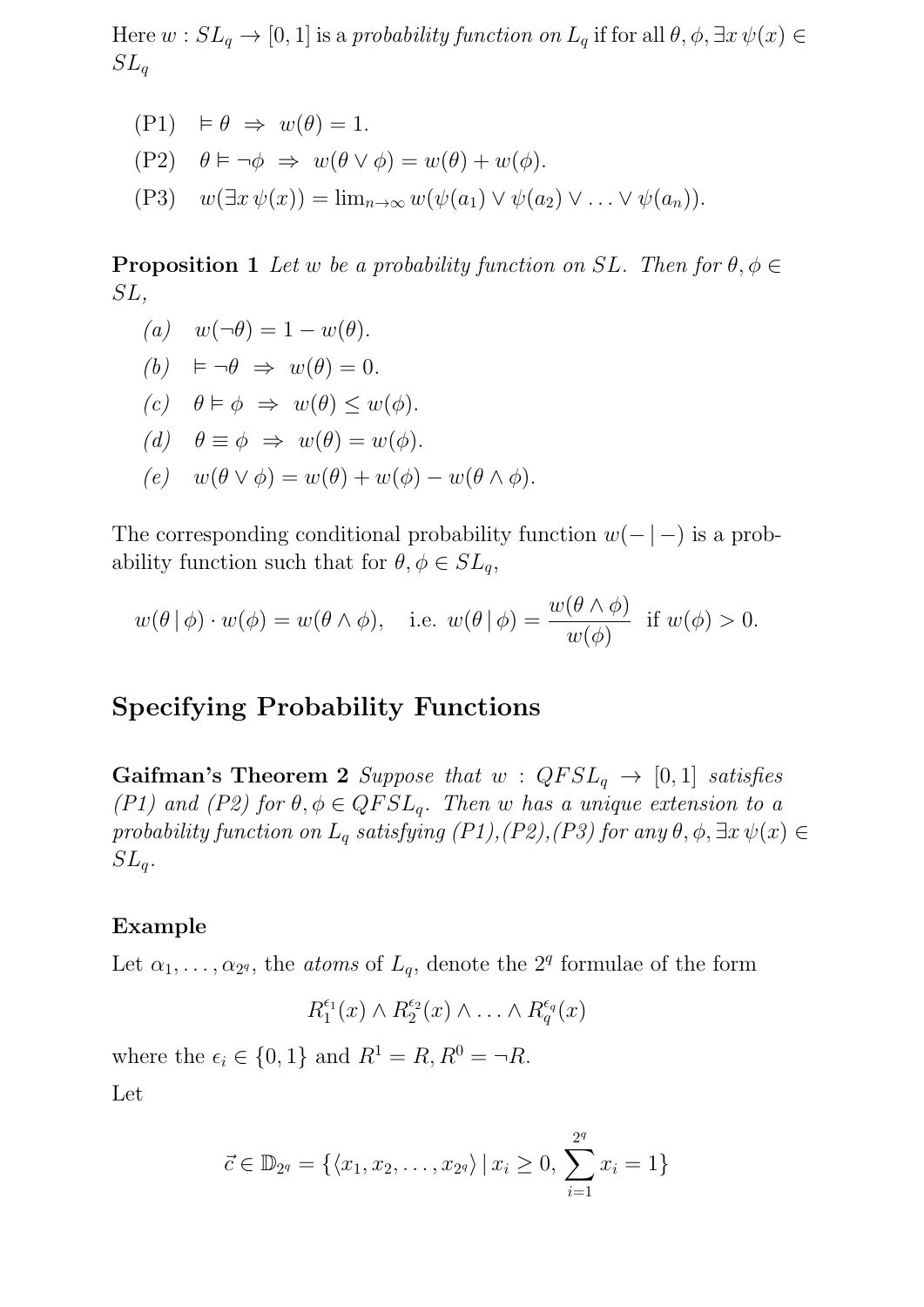Here $w : SL_q \to [0,1]$ is a *probability function on* $L_q$ if for all $\theta, \phi, \exists x\, \psi(x) \in SL_q$

(P1) $\models \theta \;\Rightarrow\; w(\theta) = 1.$

(P2) $\theta \models \neg\phi \;\Rightarrow\; w(\theta \vee \phi) = w(\theta) + w(\phi).$

(P3) $w(\exists x\, \psi(x)) = \lim_{n\to\infty} w(\psi(a_1) \vee \psi(a_2) \vee \ldots \vee \psi(a_n)).$

**Proposition 1** *Let $w$ be a probability function on $SL$. Then for $\theta, \phi \in SL$,*

*(a)* $w(\neg\theta) = 1 - w(\theta).$

*(b)* $\models \neg\theta \;\Rightarrow\; w(\theta) = 0.$

*(c)* $\theta \models \phi \;\Rightarrow\; w(\theta) \leq w(\phi).$

*(d)* $\theta \equiv \phi \;\Rightarrow\; w(\theta) = w(\phi).$

*(e)* $w(\theta \vee \phi) = w(\theta) + w(\phi) - w(\theta \wedge \phi).$

The corresponding conditional probability function $w(-\,|\,-)$ is a probability function such that for $\theta, \phi \in SL_q$,

$$w(\theta\,|\,\phi) \cdot w(\phi) = w(\theta \wedge \phi), \quad \text{i.e. } w(\theta\,|\,\phi) = \frac{w(\theta \wedge \phi)}{w(\phi)} \;\text{ if } w(\phi) > 0.$$

## Specifying Probability Functions

**Gaifman's Theorem 2** *Suppose that $w : QFSL_q \to [0,1]$ satisfies (P1) and (P2) for $\theta, \phi \in QFSL_q$. Then $w$ has a unique extension to a probability function on $L_q$ satisfying (P1),(P2),(P3) for any $\theta, \phi, \exists x\, \psi(x) \in SL_q$.*

### Example

Let $\alpha_1, \ldots, \alpha_{2^q}$, the *atoms* of $L_q$, denote the $2^q$ formulae of the form

$$R_1^{\epsilon_1}(x) \wedge R_2^{\epsilon_2}(x) \wedge \ldots \wedge R_q^{\epsilon_q}(x)$$

where the $\epsilon_i \in \{0,1\}$ and $R^1 = R, R^0 = \neg R$.

Let

$$\vec{c} \in \mathbb{D}_{2^q} = \{\langle x_1, x_2, \ldots, x_{2^q}\rangle \,|\, x_i \geq 0, \sum_{i=1}^{2^q} x_i = 1\}$$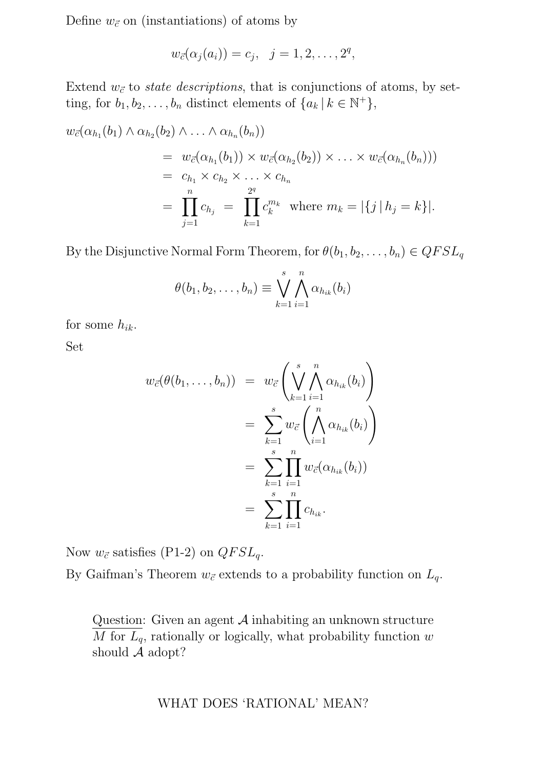Define $w_{\vec{c}}$ on (instantiations) of atoms by

$$w_{\vec{c}}(\alpha_j(a_i)) = c_j, \quad j = 1, 2, \ldots, 2^q,$$

Extend $w_{\vec{c}}$ to *state descriptions*, that is conjunctions of atoms, by setting, for $b_1, b_2, \ldots, b_n$ distinct elements of $\{a_k \,|\, k \in \mathbb{N}^+\}$,

$$\begin{aligned}
w_{\vec{c}}(\alpha_{h_1}(b_1) \wedge \alpha_{h_2}(b_2) \wedge \ldots \wedge \alpha_{h_n}(b_n)) \\
&= w_{\vec{c}}(\alpha_{h_1}(b_1)) \times w_{\vec{c}}(\alpha_{h_2}(b_2)) \times \ldots \times w_{\vec{c}}(\alpha_{h_n}(b_n))) \\
&= c_{h_1} \times c_{h_2} \times \ldots \times c_{h_n} \\
&= \prod_{j=1}^{n} c_{h_j} \;=\; \prod_{k=1}^{2^q} c_k^{m_k} \text{ where } m_k = |\{j \,|\, h_j = k\}|.
\end{aligned}$$

By the Disjunctive Normal Form Theorem, for $\theta(b_1, b_2, \ldots, b_n) \in QFSL_q$

$$\theta(b_1, b_2, \ldots, b_n) \equiv \bigvee_{k=1}^{s} \bigwedge_{i=1}^{n} \alpha_{h_{ik}}(b_i)$$

for some $h_{ik}$.

Set

$$\begin{aligned}
w_{\vec{c}}(\theta(b_1, \ldots, b_n)) &= w_{\vec{c}}\left(\bigvee_{k=1}^{s} \bigwedge_{i=1}^{n} \alpha_{h_{ik}}(b_i)\right) \\
&= \sum_{k=1}^{s} w_{\vec{c}}\left(\bigwedge_{i=1}^{n} \alpha_{h_{ik}}(b_i)\right) \\
&= \sum_{k=1}^{s} \prod_{i=1}^{n} w_{\vec{c}}(\alpha_{h_{ik}}(b_i)) \\
&= \sum_{k=1}^{s} \prod_{i=1}^{n} c_{h_{ik}}.
\end{aligned}$$

Now $w_{\vec{c}}$ satisfies (P1-2) on $QFSL_q$.

By Gaifman's Theorem $w_{\vec{c}}$ extends to a probability function on $L_q$.

> Question: Given an agent $\mathcal{A}$ inhabiting an unknown structure $M$ for $L_q$, rationally or logically, what probability function $w$ should $\mathcal{A}$ adopt?

WHAT DOES 'RATIONAL' MEAN?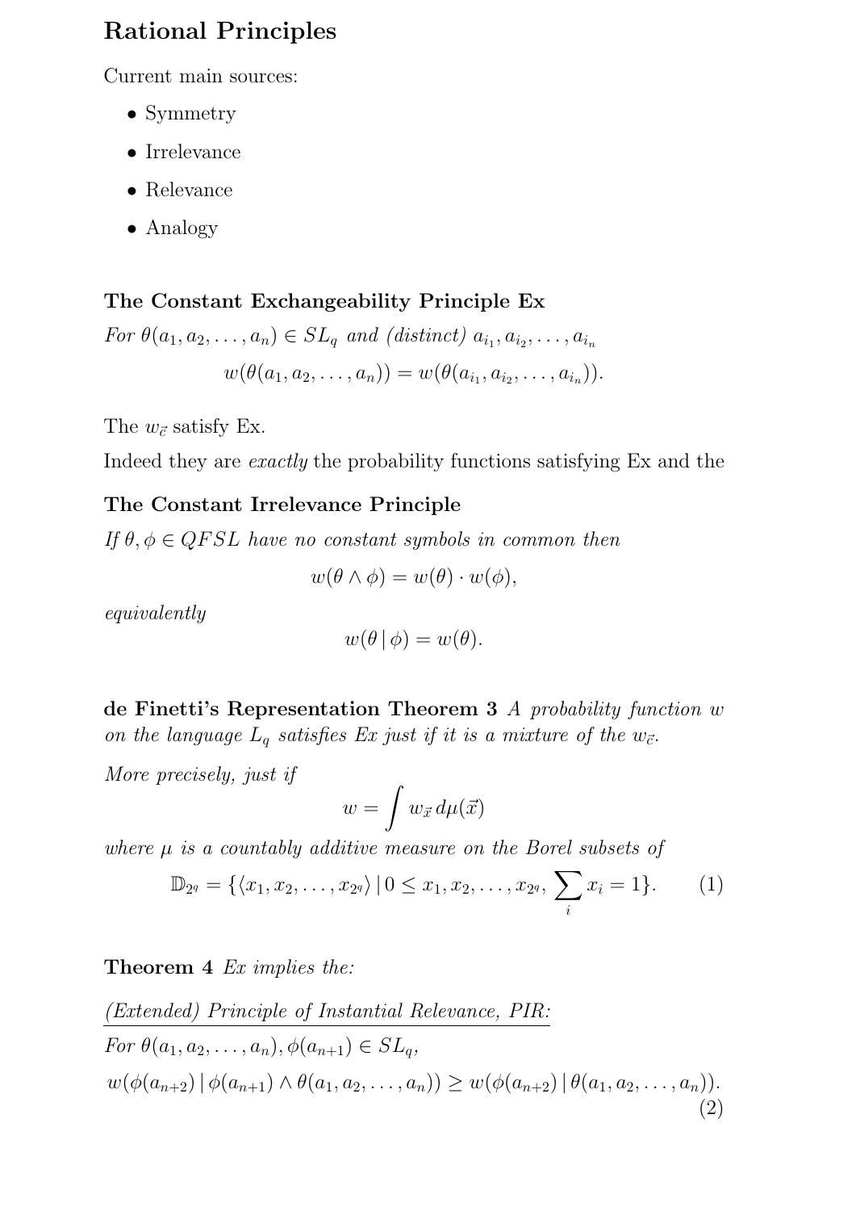## Rational Principles

Current main sources:

- Symmetry
- Irrelevance
- Relevance
- Analogy

### The Constant Exchangeability Principle Ex

*For $\theta(a_1, a_2, \ldots, a_n) \in SL_q$ and (distinct) $a_{i_1}, a_{i_2}, \ldots, a_{i_n}$*

$$w(\theta(a_1, a_2, \ldots, a_n)) = w(\theta(a_{i_1}, a_{i_2}, \ldots, a_{i_n})).$$

The $w_{\vec{c}}$ satisfy Ex.

Indeed they are *exactly* the probability functions satisfying Ex and the

### The Constant Irrelevance Principle

*If $\theta, \phi \in QFSL$ have no constant symbols in common then*

$$w(\theta \wedge \phi) = w(\theta) \cdot w(\phi),$$

*equivalently*

$$w(\theta \,|\, \phi) = w(\theta).$$

**de Finetti's Representation Theorem 3** *A probability function $w$ on the language $L_q$ satisfies Ex just if it is a mixture of the $w_{\vec{c}}$.*

*More precisely, just if*

$$w = \int w_{\vec{x}} \, d\mu(\vec{x})$$

*where $\mu$ is a countably additive measure on the Borel subsets of*

$$\mathbb{D}_{2^q} = \{\langle x_1, x_2, \ldots, x_{2^q}\rangle \,|\, 0 \leq x_1, x_2, \ldots, x_{2^q}, \sum_i x_i = 1\}. \tag{1}$$

**Theorem 4** *Ex implies the:*

*(Extended) Principle of Instantial Relevance, PIR:*

*For $\theta(a_1, a_2, \ldots, a_n), \phi(a_{n+1}) \in SL_q$,*

$$w(\phi(a_{n+2}) \,|\, \phi(a_{n+1}) \wedge \theta(a_1, a_2, \ldots, a_n)) \geq w(\phi(a_{n+2}) \,|\, \theta(a_1, a_2, \ldots, a_n)). \tag{2}$$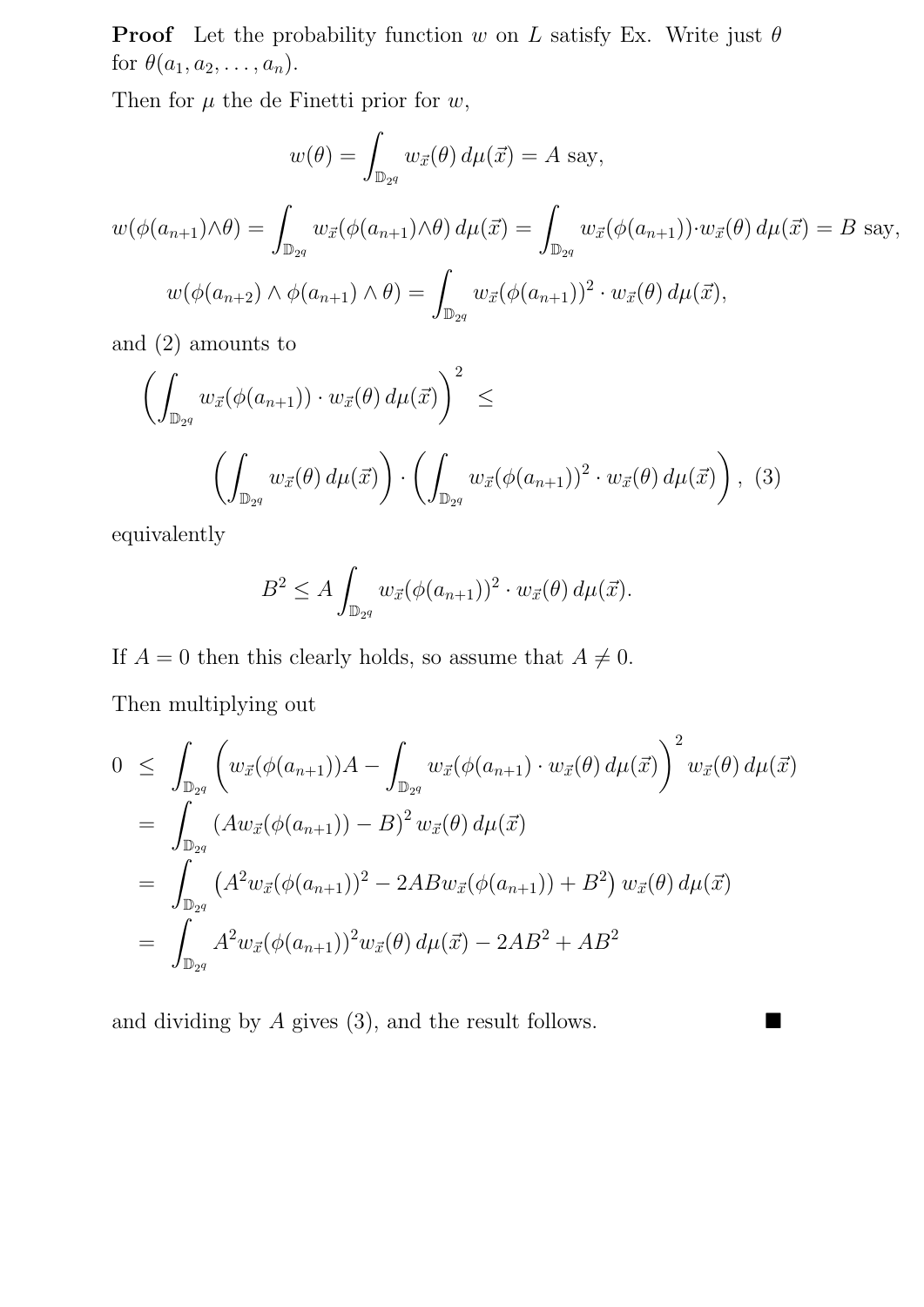**Proof** Let the probability function $w$ on $L$ satisfy Ex. Write just $\theta$ for $\theta(a_1, a_2, \ldots, a_n)$.

Then for $\mu$ the de Finetti prior for $w$,

$$w(\theta) = \int_{\mathbb{D}_{2^q}} w_{\vec{x}}(\theta)\, d\mu(\vec{x}) = A \text{ say,}$$

$$w(\phi(a_{n+1}) \wedge \theta) = \int_{\mathbb{D}_{2^q}} w_{\vec{x}}(\phi(a_{n+1}) \wedge \theta)\, d\mu(\vec{x}) = \int_{\mathbb{D}_{2^q}} w_{\vec{x}}(\phi(a_{n+1})) \cdot w_{\vec{x}}(\theta)\, d\mu(\vec{x}) = B \text{ say,}$$

$$w(\phi(a_{n+2}) \wedge \phi(a_{n+1}) \wedge \theta) = \int_{\mathbb{D}_{2^q}} w_{\vec{x}}(\phi(a_{n+1}))^2 \cdot w_{\vec{x}}(\theta)\, d\mu(\vec{x}),$$

and (2) amounts to

$$\left( \int_{\mathbb{D}_{2^q}} w_{\vec{x}}(\phi(a_{n+1})) \cdot w_{\vec{x}}(\theta)\, d\mu(\vec{x}) \right)^2 \leq$$

$$\left( \int_{\mathbb{D}_{2^q}} w_{\vec{x}}(\theta)\, d\mu(\vec{x}) \right) \cdot \left( \int_{\mathbb{D}_{2^q}} w_{\vec{x}}(\phi(a_{n+1}))^2 \cdot w_{\vec{x}}(\theta)\, d\mu(\vec{x}) \right), \quad (3)$$

equivalently

$$B^2 \leq A \int_{\mathbb{D}_{2^q}} w_{\vec{x}}(\phi(a_{n+1}))^2 \cdot w_{\vec{x}}(\theta)\, d\mu(\vec{x}).$$

If $A = 0$ then this clearly holds, so assume that $A \neq 0$.

Then multiplying out

$$\begin{aligned}
0 \;&\leq\; \int_{\mathbb{D}_{2^q}} \left( w_{\vec{x}}(\phi(a_{n+1}))A - \int_{\mathbb{D}_{2^q}} w_{\vec{x}}(\phi(a_{n+1}) \cdot w_{\vec{x}}(\theta)\, d\mu(\vec{x}) \right)^2 w_{\vec{x}}(\theta)\, d\mu(\vec{x}) \\
&= \int_{\mathbb{D}_{2^q}} \left( A w_{\vec{x}}(\phi(a_{n+1})) - B \right)^2 w_{\vec{x}}(\theta)\, d\mu(\vec{x}) \\
&= \int_{\mathbb{D}_{2^q}} \left( A^2 w_{\vec{x}}(\phi(a_{n+1}))^2 - 2AB w_{\vec{x}}(\phi(a_{n+1})) + B^2 \right) w_{\vec{x}}(\theta)\, d\mu(\vec{x}) \\
&= \int_{\mathbb{D}_{2^q}} A^2 w_{\vec{x}}(\phi(a_{n+1}))^2 w_{\vec{x}}(\theta)\, d\mu(\vec{x}) - 2AB^2 + AB^2
\end{aligned}$$

and dividing by $A$ gives (3), and the result follows. ■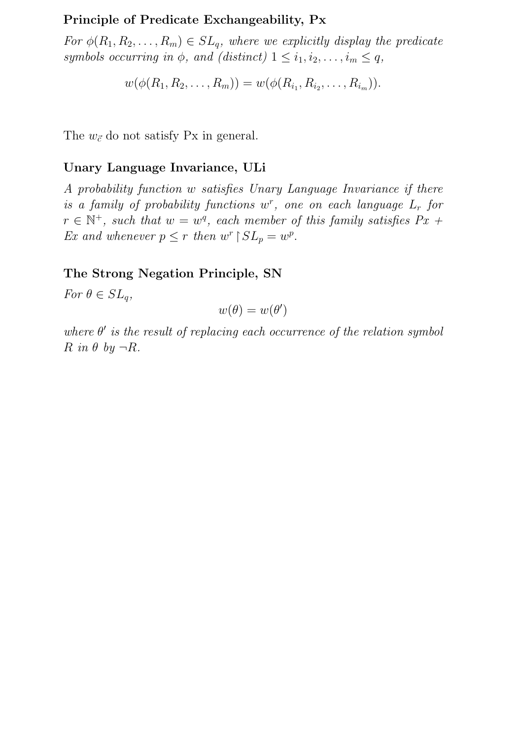**Principle of Predicate Exchangeability, Px**

*For $\phi(R_1, R_2, \ldots, R_m) \in SL_q$, where we explicitly display the predicate symbols occurring in $\phi$, and (distinct) $1 \leq i_1, i_2, \ldots, i_m \leq q$,*

$$w(\phi(R_1, R_2, \ldots, R_m)) = w(\phi(R_{i_1}, R_{i_2}, \ldots, R_{i_m})).$$

The $w_{\vec{c}}$ do not satisfy Px in general.

**Unary Language Invariance, ULi**

*A probability function $w$ satisfies Unary Language Invariance if there is a family of probability functions $w^r$, one on each language $L_r$ for $r \in \mathbb{N}^+$, such that $w = w^q$, each member of this family satisfies Px + Ex and whenever $p \leq r$ then $w^r \restriction SL_p = w^p$.*

**The Strong Negation Principle, SN**

*For $\theta \in SL_q$,*

$$w(\theta) = w(\theta')$$

*where $\theta'$ is the result of replacing each occurrence of the relation symbol $R$ in $\theta$ by $\neg R$.*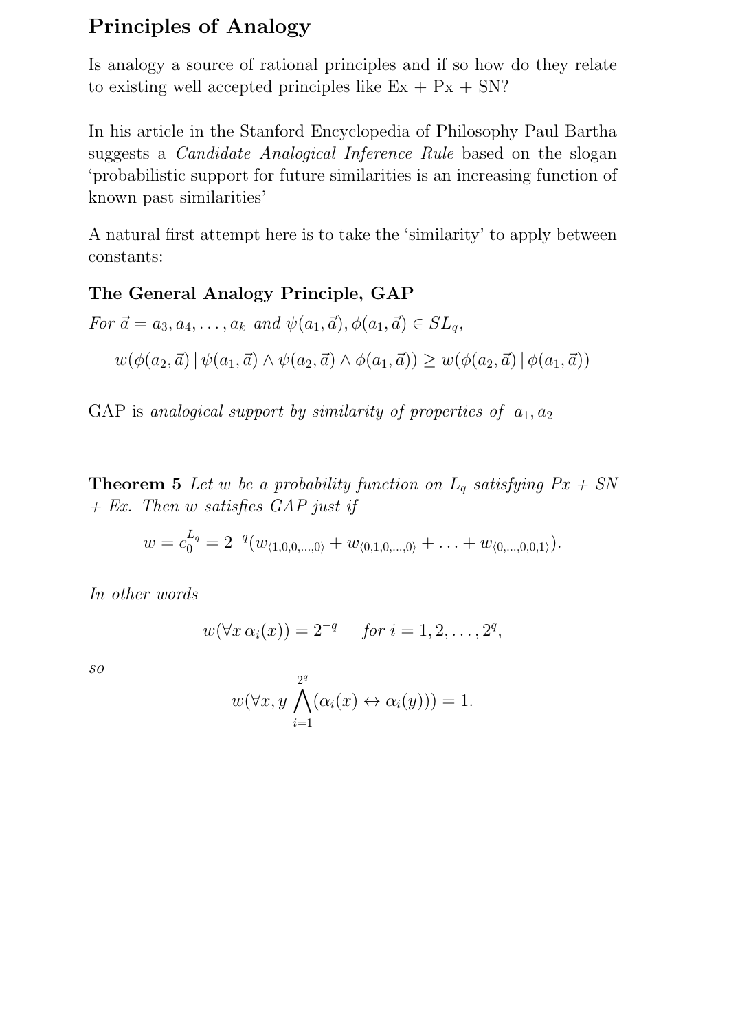## Principles of Analogy

Is analogy a source of rational principles and if so how do they relate to existing well accepted principles like Ex + Px + SN?

In his article in the Stanford Encyclopedia of Philosophy Paul Bartha suggests a *Candidate Analogical Inference Rule* based on the slogan 'probabilistic support for future similarities is an increasing function of known past similarities'

A natural first attempt here is to take the 'similarity' to apply between constants:

**The General Analogy Principle, GAP**

*For* $\vec{a} = a_3, a_4, \ldots, a_k$ *and* $\psi(a_1, \vec{a}), \phi(a_1, \vec{a}) \in SL_q$,

$$w(\phi(a_2, \vec{a}) \mid \psi(a_1, \vec{a}) \wedge \psi(a_2, \vec{a}) \wedge \phi(a_1, \vec{a})) \geq w(\phi(a_2, \vec{a}) \mid \phi(a_1, \vec{a}))$$

GAP is *analogical support by similarity of properties of* $a_1, a_2$

**Theorem 5** *Let $w$ be a probability function on $L_q$ satisfying Px + SN + Ex. Then $w$ satisfies GAP just if*

$$w = c_0^{L_q} = 2^{-q}(w_{\langle 1,0,0,\ldots,0\rangle} + w_{\langle 0,1,0,\ldots,0\rangle} + \ldots + w_{\langle 0,\ldots,0,0,1\rangle}).$$

*In other words*

$$w(\forall x\, \alpha_i(x)) = 2^{-q} \quad \text{for } i = 1, 2, \ldots, 2^q,$$

*so*

$$w(\forall x, y \bigwedge_{i=1}^{2^q} (\alpha_i(x) \leftrightarrow \alpha_i(y))) = 1.$$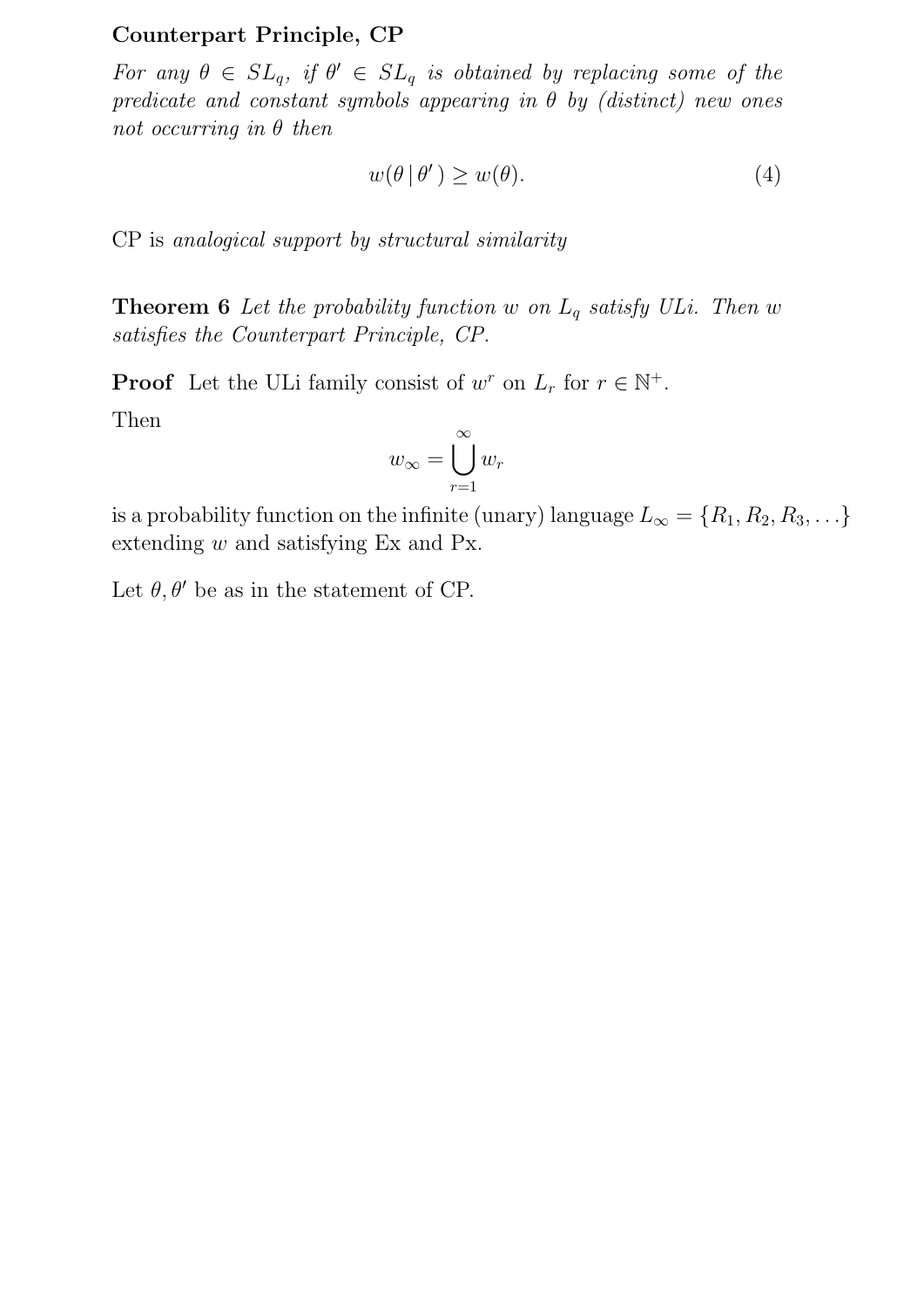**Counterpart Principle, CP**

*For any $\theta \in SL_q$, if $\theta' \in SL_q$ is obtained by replacing some of the predicate and constant symbols appearing in $\theta$ by (distinct) new ones not occurring in $\theta$ then*

$$w(\theta \mid \theta') \geq w(\theta). \tag{4}$$

CP is *analogical support by structural similarity*

**Theorem 6** *Let the probability function $w$ on $L_q$ satisfy ULi. Then $w$ satisfies the Counterpart Principle, CP.*

**Proof** Let the ULi family consist of $w^r$ on $L_r$ for $r \in \mathbb{N}^+$.

Then

$$w_\infty = \bigcup_{r=1}^{\infty} w_r$$

is a probability function on the infinite (unary) language $L_\infty = \{R_1, R_2, R_3, \ldots\}$ extending $w$ and satisfying Ex and Px.

Let $\theta, \theta'$ be as in the statement of CP.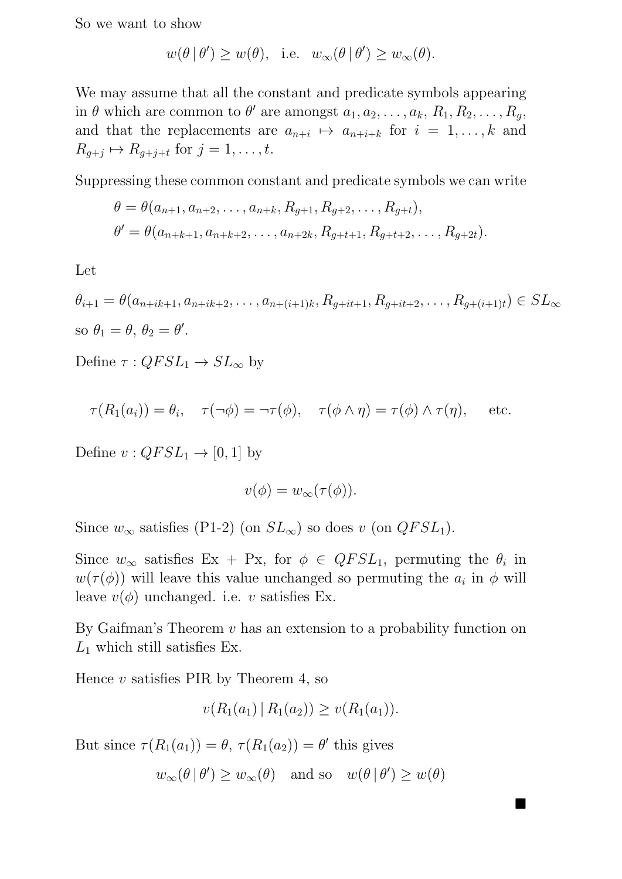So we want to show

$$w(\theta \mid \theta') \geq w(\theta), \quad \text{i.e.} \quad w_\infty(\theta \mid \theta') \geq w_\infty(\theta).$$

We may assume that all the constant and predicate symbols appearing in $\theta$ which are common to $\theta'$ are amongst $a_1, a_2, \ldots, a_k$, $R_1, R_2, \ldots, R_g$, and that the replacements are $a_{n+i} \mapsto a_{n+i+k}$ for $i = 1, \ldots, k$ and $R_{g+j} \mapsto R_{g+j+t}$ for $j = 1, \ldots, t$.

Suppressing these common constant and predicate symbols we can write

$$\theta = \theta(a_{n+1}, a_{n+2}, \ldots, a_{n+k}, R_{g+1}, R_{g+2}, \ldots, R_{g+t}),$$
$$\theta' = \theta(a_{n+k+1}, a_{n+k+2}, \ldots, a_{n+2k}, R_{g+t+1}, R_{g+t+2}, \ldots, R_{g+2t}).$$

Let

$$\theta_{i+1} = \theta(a_{n+ik+1}, a_{n+ik+2}, \ldots, a_{n+(i+1)k}, R_{g+it+1}, R_{g+it+2}, \ldots, R_{g+(i+1)t}) \in SL_\infty$$

so $\theta_1 = \theta$, $\theta_2 = \theta'$.

Define $\tau : QFSL_1 \to SL_\infty$ by

$$\tau(R_1(a_i)) = \theta_i, \quad \tau(\neg\phi) = \neg\tau(\phi), \quad \tau(\phi \wedge \eta) = \tau(\phi) \wedge \tau(\eta), \qquad \text{etc.}$$

Define $v : QFSL_1 \to [0, 1]$ by

$$v(\phi) = w_\infty(\tau(\phi)).$$

Since $w_\infty$ satisfies (P1-2) (on $SL_\infty$) so does $v$ (on $QFSL_1$).

Since $w_\infty$ satisfies Ex + Px, for $\phi \in QFSL_1$, permuting the $\theta_i$ in $w(\tau(\phi))$ will leave this value unchanged so permuting the $a_i$ in $\phi$ will leave $v(\phi)$ unchanged. i.e. $v$ satisfies Ex.

By Gaifman's Theorem $v$ has an extension to a probability function on $L_1$ which still satisfies Ex.

Hence $v$ satisfies PIR by Theorem 4, so

$$v(R_1(a_1) \mid R_1(a_2)) \geq v(R_1(a_1)).$$

But since $\tau(R_1(a_1)) = \theta$, $\tau(R_1(a_2)) = \theta'$ this gives

$$w_\infty(\theta \mid \theta') \geq w_\infty(\theta) \quad \text{and so} \quad w(\theta \mid \theta') \geq w(\theta)$$

■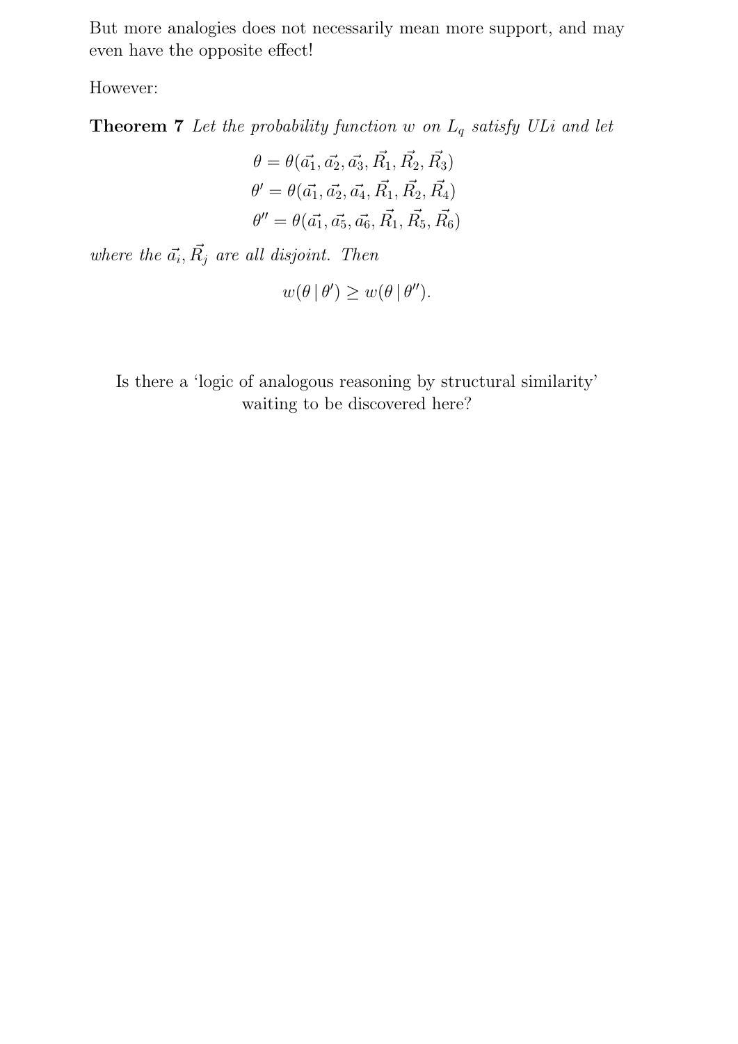But more analogies does not necessarily mean more support, and may even have the opposite effect!

However:

**Theorem 7** *Let the probability function $w$ on $L_q$ satisfy ULi and let*

$$\begin{aligned}
\theta &= \theta(\vec{a_1}, \vec{a_2}, \vec{a_3}, \vec{R_1}, \vec{R_2}, \vec{R_3}) \\
\theta' &= \theta(\vec{a_1}, \vec{a_2}, \vec{a_4}, \vec{R_1}, \vec{R_2}, \vec{R_4}) \\
\theta'' &= \theta(\vec{a_1}, \vec{a_5}, \vec{a_6}, \vec{R_1}, \vec{R_5}, \vec{R_6})
\end{aligned}$$

*where the $\vec{a_i}, \vec{R_j}$ are all disjoint. Then*

$$w(\theta \,|\, \theta') \geq w(\theta \,|\, \theta'').$$

Is there a 'logic of analogous reasoning by structural similarity' waiting to be discovered here?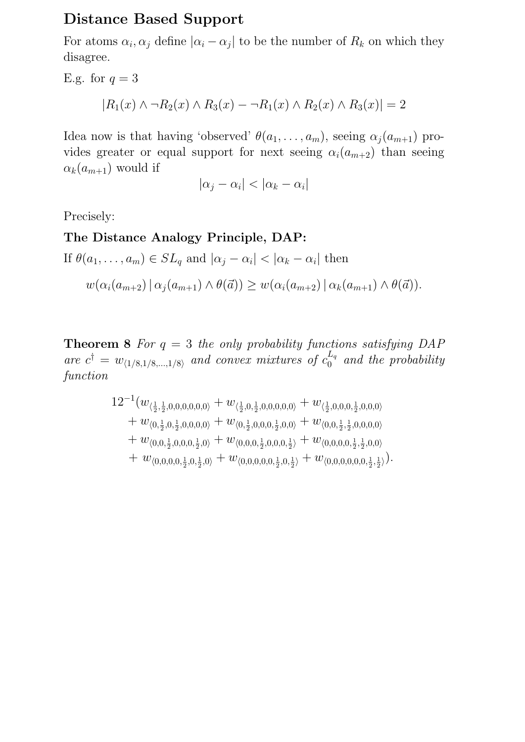## Distance Based Support

For atoms $\alpha_i, \alpha_j$ define $|\alpha_i - \alpha_j|$ to be the number of $R_k$ on which they disagree.

E.g. for $q = 3$

$$|R_1(x) \wedge \neg R_2(x) \wedge R_3(x) - \neg R_1(x) \wedge R_2(x) \wedge R_3(x)| = 2$$

Idea now is that having 'observed' $\theta(a_1, \ldots, a_m)$, seeing $\alpha_j(a_{m+1})$ provides greater or equal support for next seeing $\alpha_i(a_{m+2})$ than seeing $\alpha_k(a_{m+1})$ would if

$$|\alpha_j - \alpha_i| < |\alpha_k - \alpha_i|$$

Precisely:

**The Distance Analogy Principle, DAP:**

If $\theta(a_1, \ldots, a_m) \in SL_q$ and $|\alpha_j - \alpha_i| < |\alpha_k - \alpha_i|$ then

$$w(\alpha_i(a_{m+2}) \,|\, \alpha_j(a_{m+1}) \wedge \theta(\vec{a})) \geq w(\alpha_i(a_{m+2}) \,|\, \alpha_k(a_{m+1}) \wedge \theta(\vec{a})).$$

**Theorem 8** *For $q = 3$ the only probability functions satisfying DAP are $c^\dagger = w_{\langle 1/8, 1/8, \ldots, 1/8 \rangle}$ and convex mixtures of $c_0^{L_q}$ and the probability function*

$$\begin{aligned}
12^{-1}(&w_{\langle \frac{1}{2},\frac{1}{2},0,0,0,0,0,0\rangle} + w_{\langle \frac{1}{2},0,\frac{1}{2},0,0,0,0,0\rangle} + w_{\langle \frac{1}{2},0,0,0,\frac{1}{2},0,0,0\rangle} \\
&+ w_{\langle 0,\frac{1}{2},0,\frac{1}{2},0,0,0,0\rangle} + w_{\langle 0,\frac{1}{2},0,0,0,\frac{1}{2},0,0\rangle} + w_{\langle 0,0,\frac{1}{2},\frac{1}{2},0,0,0,0\rangle} \\
&+ w_{\langle 0,0,\frac{1}{2},0,0,0,\frac{1}{2},0\rangle} + w_{\langle 0,0,0,\frac{1}{2},0,0,0,\frac{1}{2}\rangle} + w_{\langle 0,0,0,0,\frac{1}{2},\frac{1}{2},0,0\rangle} \\
&+ w_{\langle 0,0,0,0,\frac{1}{2},0,\frac{1}{2},0\rangle} + w_{\langle 0,0,0,0,0,\frac{1}{2},0,\frac{1}{2}\rangle} + w_{\langle 0,0,0,0,0,0,\frac{1}{2},\frac{1}{2}\rangle}).
\end{aligned}$$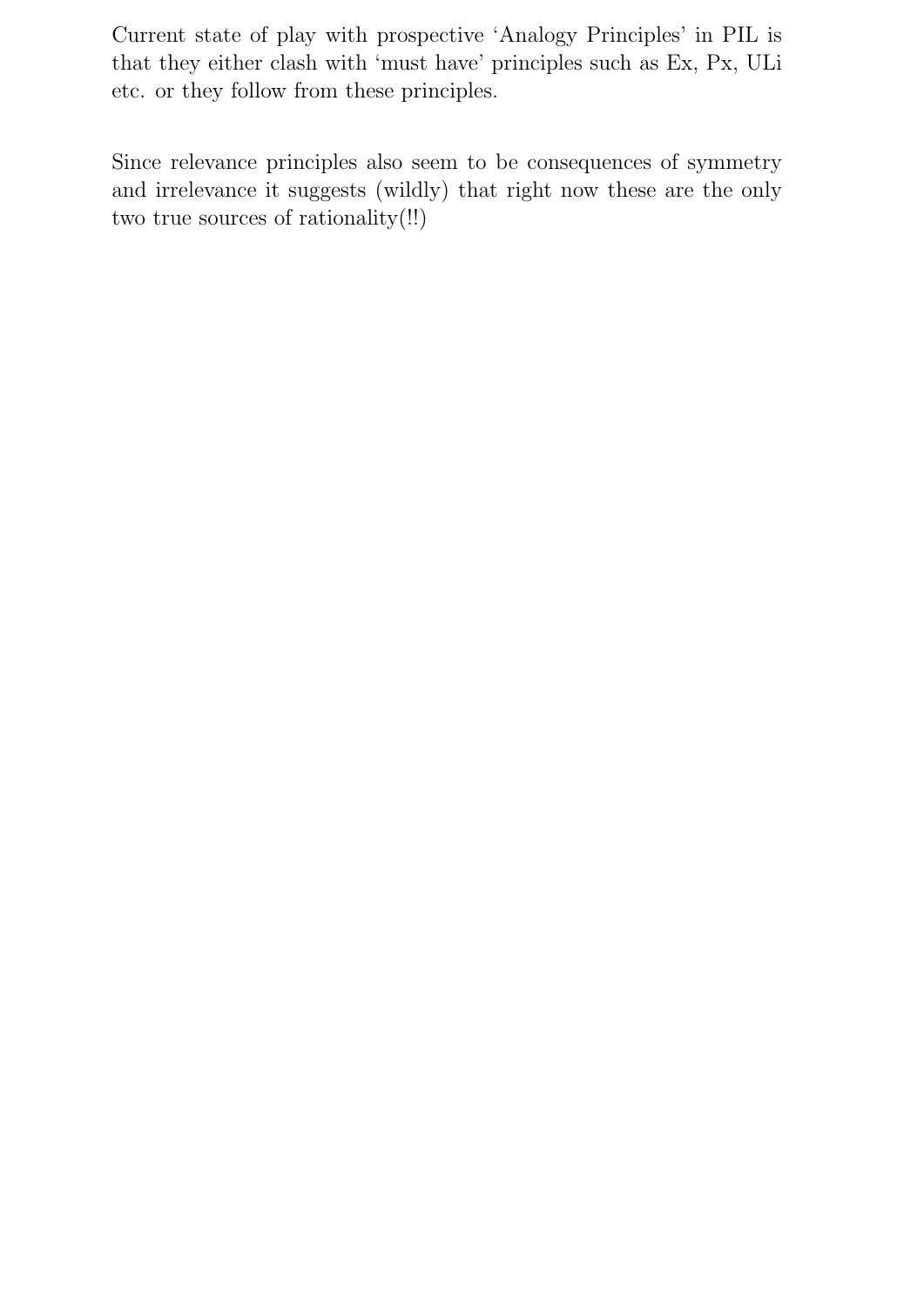Current state of play with prospective 'Analogy Principles' in PIL is that they either clash with 'must have' principles such as Ex, Px, ULi etc. or they follow from these principles.

Since relevance principles also seem to be consequences of symmetry and irrelevance it suggests (wildly) that right now these are the only two true sources of rationality(!!)